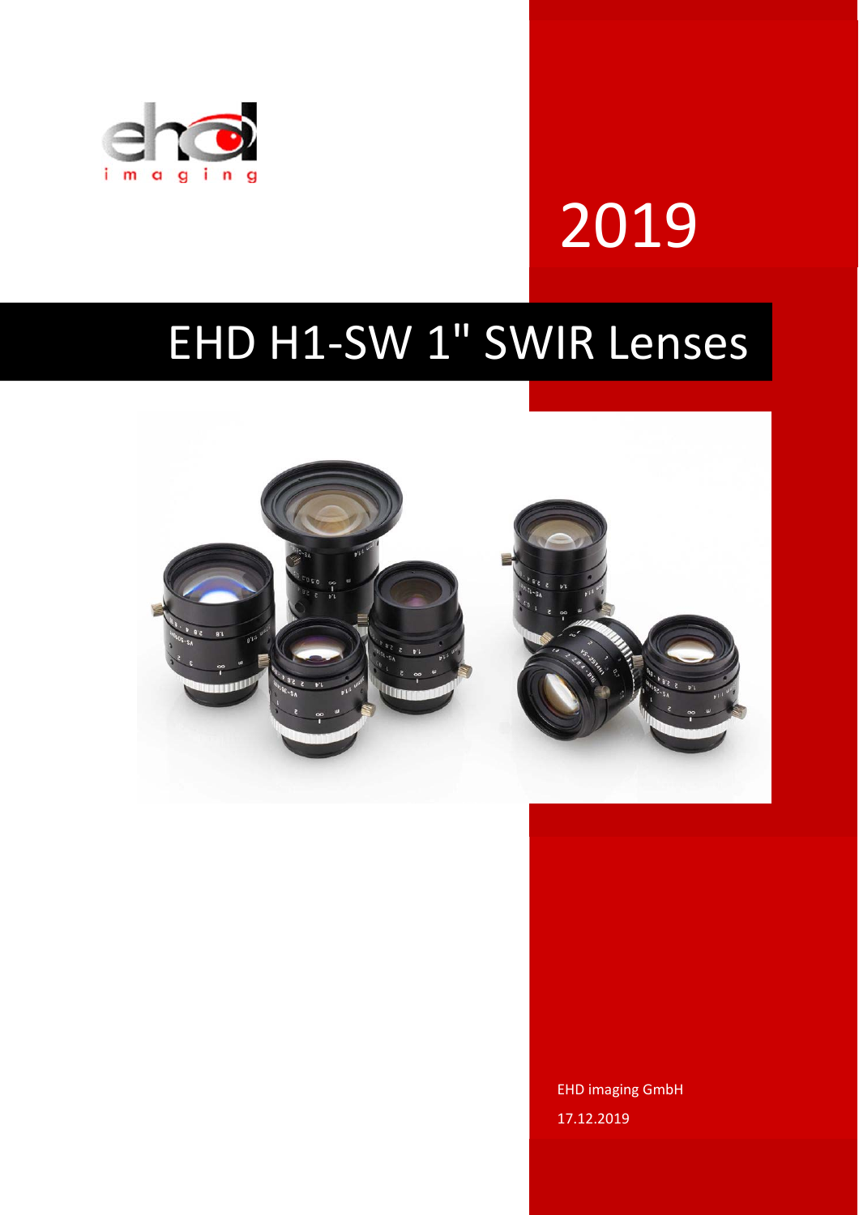2019

# EHD H1-SW 1" SWIR Lenses

EHD imaging GmbH

17.12.2019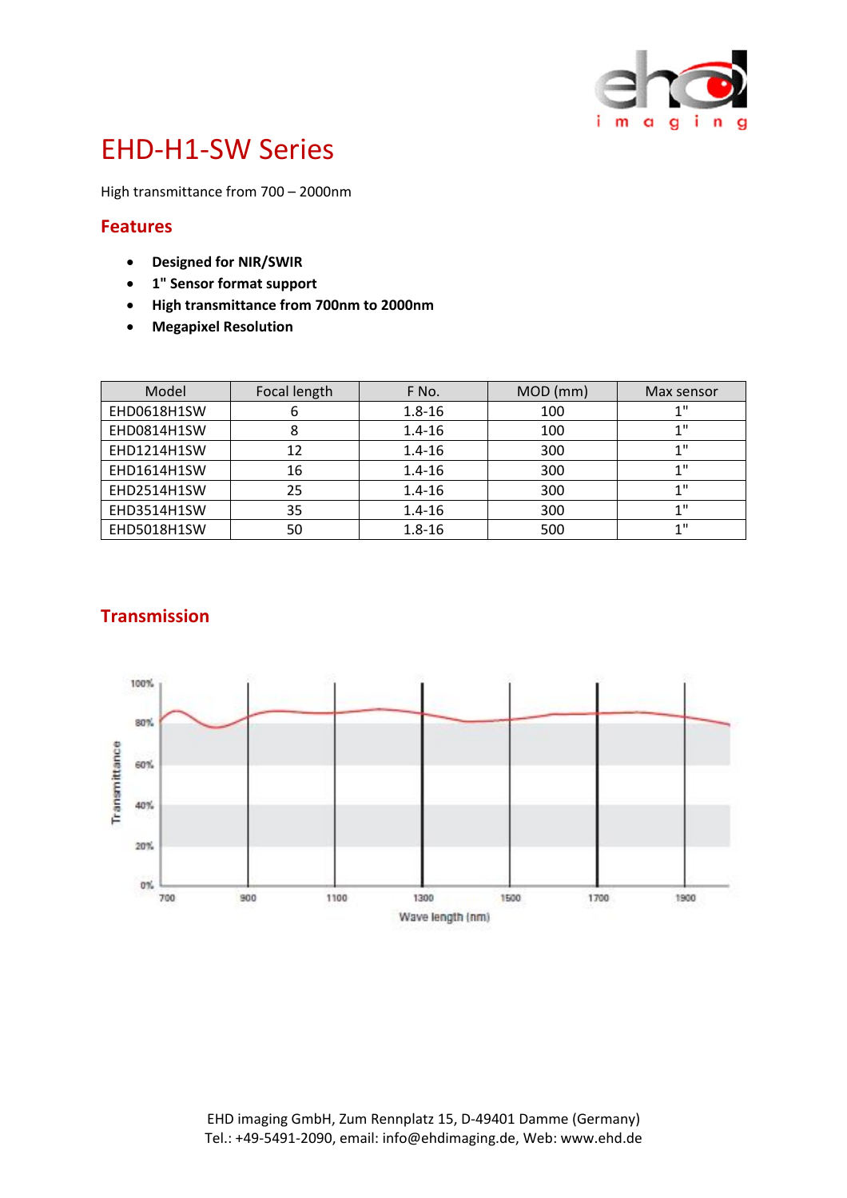# EHD-H1-SW Series

High transmittance from 700 – 2000nm

## Features

- **Designed for NIR/SWIR**
- **1" Sensor format support**
- **High transmittance from 700nm to 2000nm**
- **Megapixel Resolution**

| Model | Focal length | F No. | MOD (mm) | Max sensor |
|---|---|---|---|---|
| EHD0618H1SW | 6 | 1.8-16 | 100 | 1" |
| EHD0814H1SW | 8 | 1.4-16 | 100 | 1" |
| EHD1214H1SW | 12 | 1.4-16 | 300 | 1" |
| EHD1614H1SW | 16 | 1.4-16 | 300 | 1" |
| EHD2514H1SW | 25 | 1.4-16 | 300 | 1" |
| EHD3514H1SW | 35 | 1.4-16 | 300 | 1" |
| EHD5018H1SW | 50 | 1.8-16 | 500 | 1" |

## Transmission

EHD imaging GmbH, Zum Rennplatz 15, D-49401 Damme (Germany)
Tel.: +49-5491-2090, email: info@ehdimaging.de, Web: www.ehd.de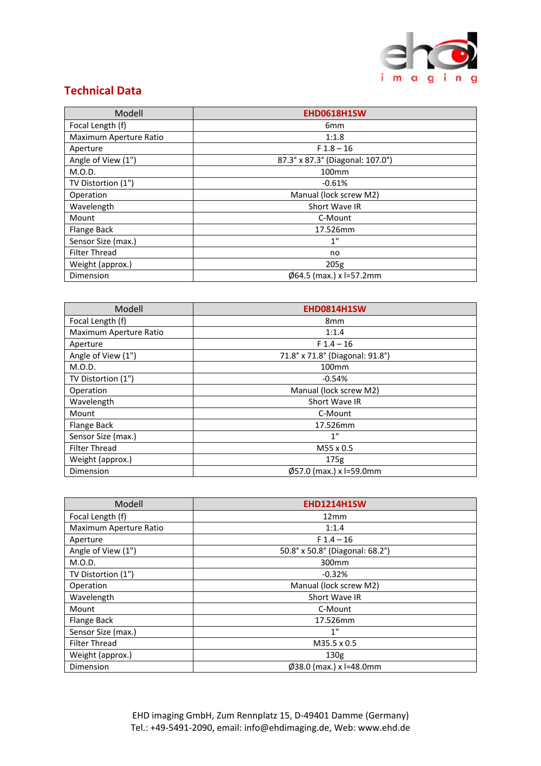## Technical Data

| Modell | EHD0618H1SW |
|---|---|
| Focal Length (f) | 6mm |
| Maximum Aperture Ratio | 1:1.8 |
| Aperture | F 1.8 – 16 |
| Angle of View (1") | 87.3° x 87.3° (Diagonal: 107.0°) |
| M.O.D. | 100mm |
| TV Distortion (1") | -0.61% |
| Operation | Manual (lock screw M2) |
| Wavelength | Short Wave IR |
| Mount | C-Mount |
| Flange Back | 17.526mm |
| Sensor Size (max.) | 1" |
| Filter Thread | no |
| Weight (approx.) | 205g |
| Dimension | Ø64.5 (max.) x l=57.2mm |

| Modell | EHD0814H1SW |
|---|---|
| Focal Length (f) | 8mm |
| Maximum Aperture Ratio | 1:1.4 |
| Aperture | F 1.4 – 16 |
| Angle of View (1") | 71.8° x 71.8° (Diagonal: 91.8°) |
| M.O.D. | 100mm |
| TV Distortion (1") | -0.54% |
| Operation | Manual (lock screw M2) |
| Wavelength | Short Wave IR |
| Mount | C-Mount |
| Flange Back | 17.526mm |
| Sensor Size (max.) | 1" |
| Filter Thread | M55 x 0.5 |
| Weight (approx.) | 175g |
| Dimension | Ø57.0 (max.) x l=59.0mm |

| Modell | EHD1214H1SW |
|---|---|
| Focal Length (f) | 12mm |
| Maximum Aperture Ratio | 1:1.4 |
| Aperture | F 1.4 – 16 |
| Angle of View (1") | 50.8° x 50.8° (Diagonal: 68.2°) |
| M.O.D. | 300mm |
| TV Distortion (1") | -0.32% |
| Operation | Manual (lock screw M2) |
| Wavelength | Short Wave IR |
| Mount | C-Mount |
| Flange Back | 17.526mm |
| Sensor Size (max.) | 1" |
| Filter Thread | M35.5 x 0.5 |
| Weight (approx.) | 130g |
| Dimension | Ø38.0 (max.) x l=48.0mm |

EHD imaging GmbH, Zum Rennplatz 15, D-49401 Damme (Germany)
Tel.: +49-5491-2090, email: info@ehdimaging.de, Web: www.ehd.de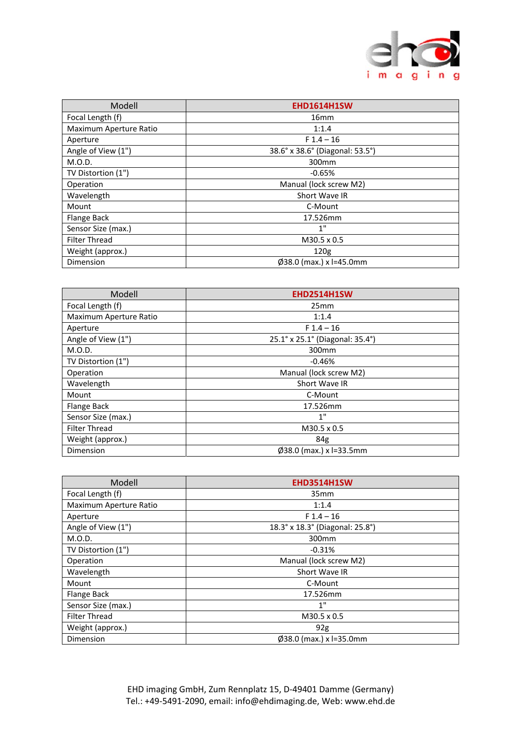| Modell | **EHD1614H1SW** |
|---|---|
| Focal Length (f) | 16mm |
| Maximum Aperture Ratio | 1:1.4 |
| Aperture | F 1.4 – 16 |
| Angle of View (1") | 38.6° x 38.6° (Diagonal: 53.5°) |
| M.O.D. | 300mm |
| TV Distortion (1") | -0.65% |
| Operation | Manual (lock screw M2) |
| Wavelength | Short Wave IR |
| Mount | C-Mount |
| Flange Back | 17.526mm |
| Sensor Size (max.) | 1" |
| Filter Thread | M30.5 x 0.5 |
| Weight (approx.) | 120g |
| Dimension | Ø38.0 (max.) x l=45.0mm |

| Modell | **EHD2514H1SW** |
|---|---|
| Focal Length (f) | 25mm |
| Maximum Aperture Ratio | 1:1.4 |
| Aperture | F 1.4 – 16 |
| Angle of View (1") | 25.1° x 25.1° (Diagonal: 35.4°) |
| M.O.D. | 300mm |
| TV Distortion (1") | -0.46% |
| Operation | Manual (lock screw M2) |
| Wavelength | Short Wave IR |
| Mount | C-Mount |
| Flange Back | 17.526mm |
| Sensor Size (max.) | 1" |
| Filter Thread | M30.5 x 0.5 |
| Weight (approx.) | 84g |
| Dimension | Ø38.0 (max.) x l=33.5mm |

| Modell | **EHD3514H1SW** |
|---|---|
| Focal Length (f) | 35mm |
| Maximum Aperture Ratio | 1:1.4 |
| Aperture | F 1.4 – 16 |
| Angle of View (1") | 18.3° x 18.3° (Diagonal: 25.8°) |
| M.O.D. | 300mm |
| TV Distortion (1") | -0.31% |
| Operation | Manual (lock screw M2) |
| Wavelength | Short Wave IR |
| Mount | C-Mount |
| Flange Back | 17.526mm |
| Sensor Size (max.) | 1" |
| Filter Thread | M30.5 x 0.5 |
| Weight (approx.) | 92g |
| Dimension | Ø38.0 (max.) x l=35.0mm |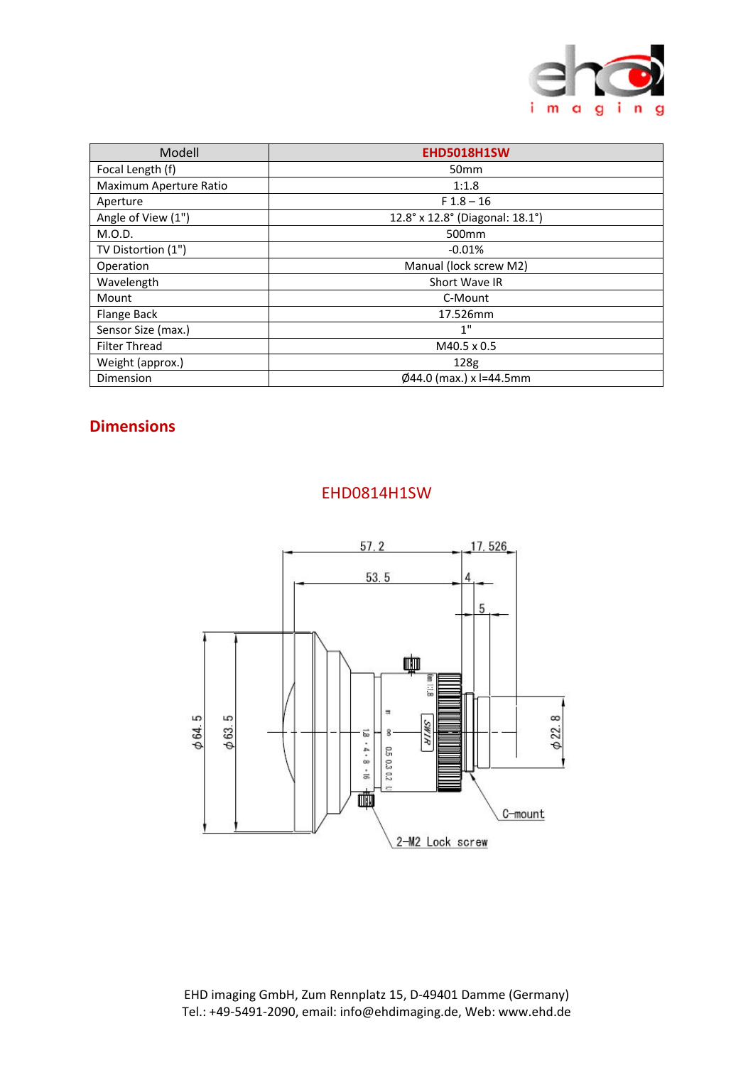| Modell | EHD5018H1SW |
|---|---|
| Focal Length (f) | 50mm |
| Maximum Aperture Ratio | 1:1.8 |
| Aperture | F 1.8 – 16 |
| Angle of View (1") | 12.8° x 12.8° (Diagonal: 18.1°) |
| M.O.D. | 500mm |
| TV Distortion (1") | -0.01% |
| Operation | Manual (lock screw M2) |
| Wavelength | Short Wave IR |
| Mount | C-Mount |
| Flange Back | 17.526mm |
| Sensor Size (max.) | 1" |
| Filter Thread | M40.5 x 0.5 |
| Weight (approx.) | 128g |
| Dimension | Ø44.0 (max.) x l=44.5mm |

## Dimensions

EHD0814H1SW

57.2
17.526
53.5
4
5
ϕ64.5
ϕ63.5
ϕ22.8
C-mount
2-M2 Lock screw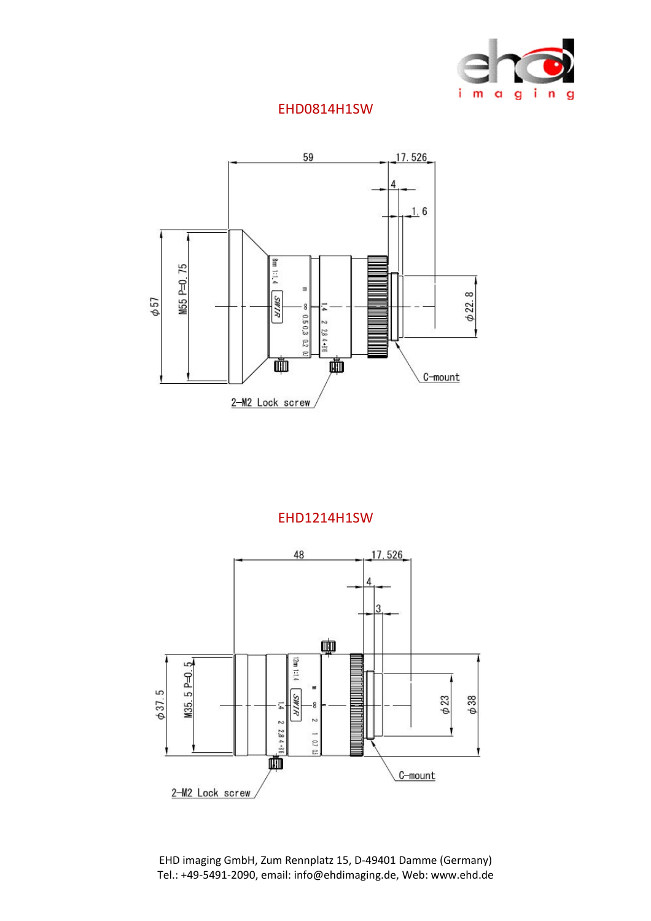## EHD0814H1SW

59

17.526

4

1.6

φ57

M55 P=0.75

φ22.8

C-mount

2-M2 Lock screw

## EHD1214H1SW

48

17.526

4

3

φ37.5

M35.5 P=0.5

φ23

φ38

C-mount

2-M2 Lock screw

EHD imaging GmbH, Zum Rennplatz 15, D-49401 Damme (Germany)
Tel.: +49-5491-2090, email: info@ehdimaging.de, Web: www.ehd.de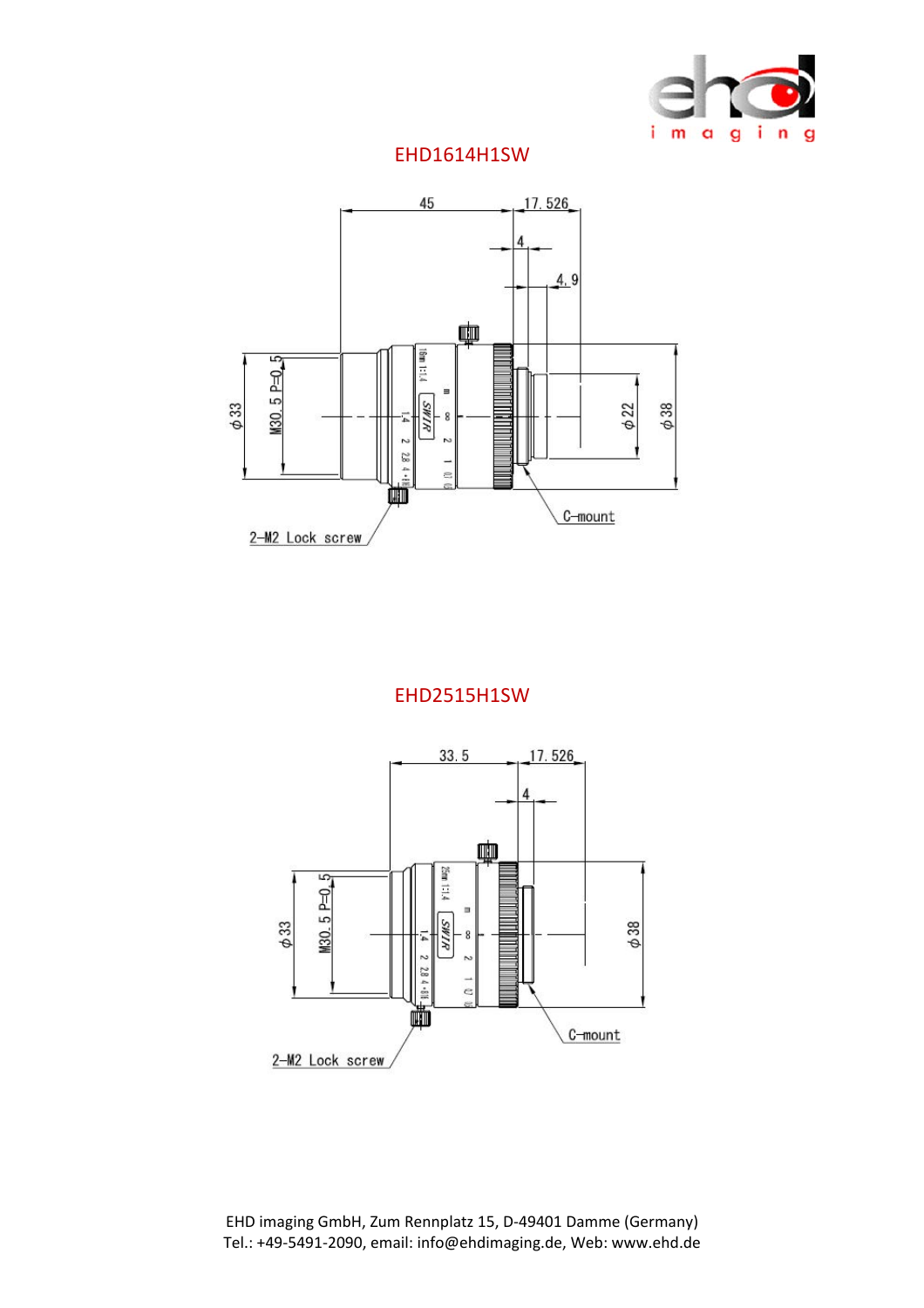## EHD1614H1SW

45

17.526

4

4.9

ϕ33

M30.5 P=0.5

ϕ22

ϕ38

C-mount

2-M2 Lock screw

## EHD2515H1SW

33.5

17.526

4

ϕ33

M30.5 P=0.5

ϕ38

C-mount

2-M2 Lock screw

EHD imaging GmbH, Zum Rennplatz 15, D-49401 Damme (Germany)
Tel.: +49-5491-2090, email: info@ehdimaging.de, Web: www.ehd.de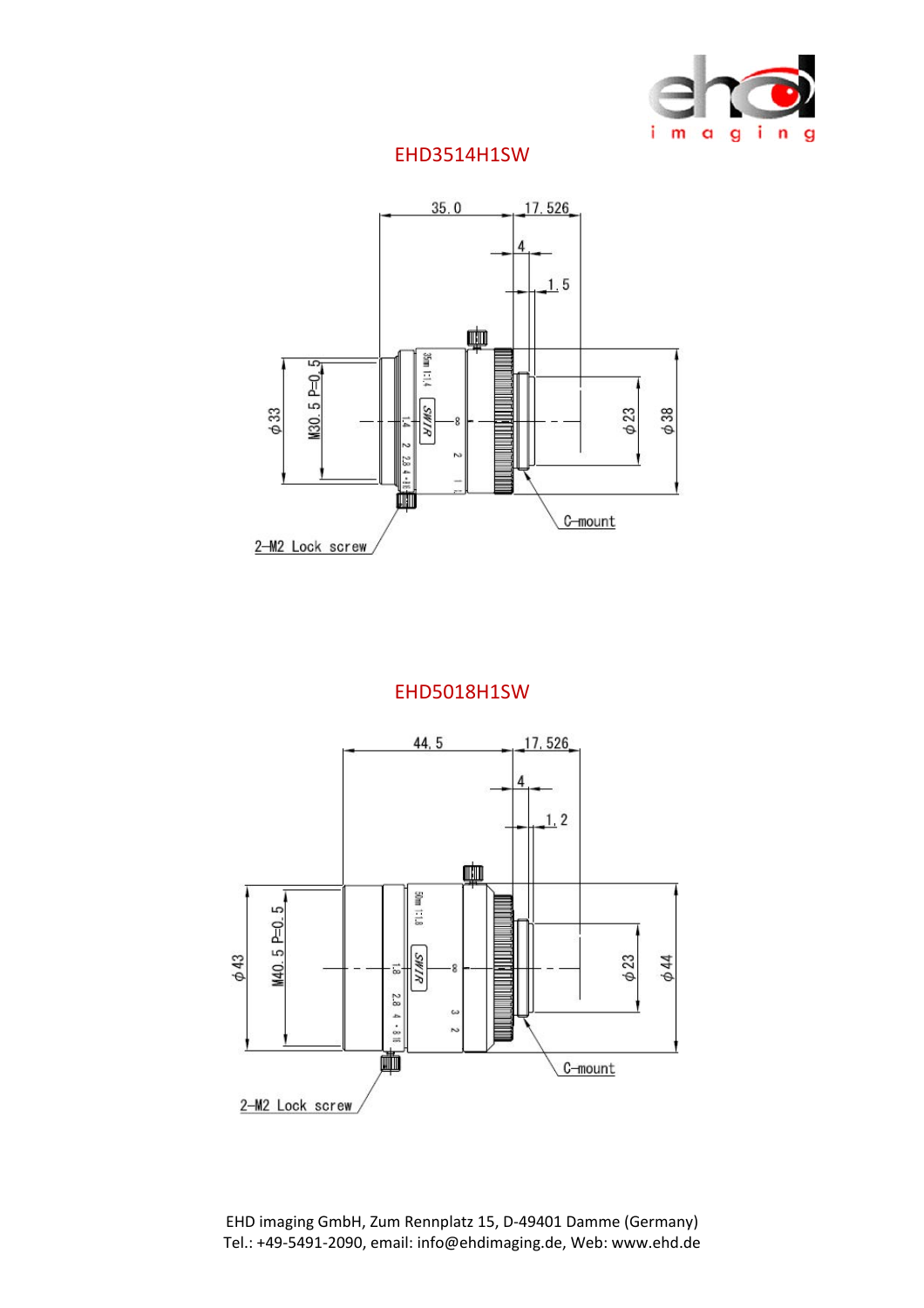## EHD3514H1SW

35.0

17.526

4

1.5

φ33

M30.5 P=0.5

φ23

φ38

C-mount

2-M2 Lock screw

## EHD5018H1SW

44.5

17.526

4

1.2

φ43

M40.5 P=0.5

φ23

φ44

C-mount

2-M2 Lock screw

EHD imaging GmbH, Zum Rennplatz 15, D-49401 Damme (Germany)
Tel.: +49-5491-2090, email: info@ehdimaging.de, Web: www.ehd.de